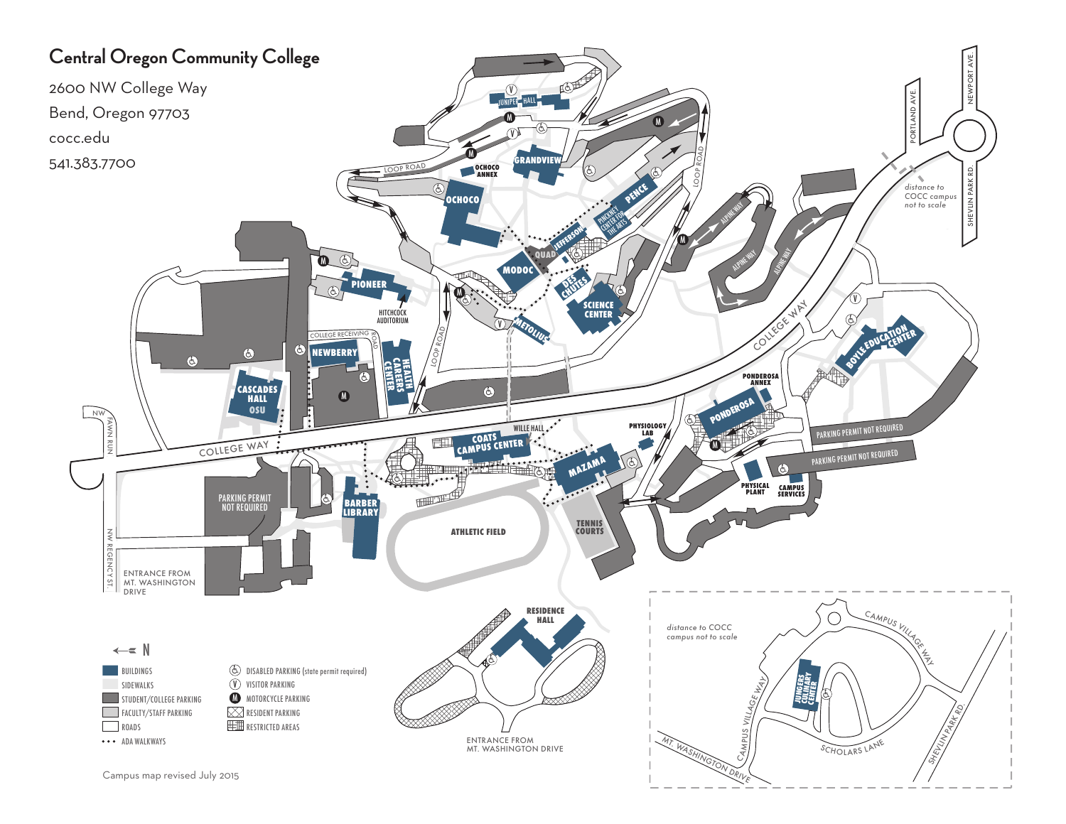# Central Oregon Community College

2600 NW College Way
Bend, Oregon 97703
cocc.edu
541.383.7700

JUNIPER HALL
OCHOCO ANNEX
GRANDVIEW
OCHOCO
PENCE
PINCKNEY CENTER FOR THE ARTS
JEFFERSON
QUAD
MODOC
DES CHUTES
SCIENCE CENTER
PIONEER
HITCHCOCK AUDITORIUM
METOLIUS
NEWBERRY
HEALTH CAREERS CENTER
CASCADES HALL OSU
COLLEGE RECEIVING ROAD
LOOP ROAD
ALPINE WAY
COLLEGE WAY
BOYLE EDUCATION CENTER
PONDEROSA ANNEX
PONDEROSA
PHYSIOLOGY LAB
WILLE HALL
COATS CAMPUS CENTER
MAZAMA
PHYSICAL PLANT
CAMPUS SERVICES
PARKING PERMIT NOT REQUIRED
BARBER LIBRARY
ATHLETIC FIELD
TENNIS COURTS
RESIDENCE HALL
NW FAWN RUN
NW REGENCY ST.
ENTRANCE FROM MT. WASHINGTON DRIVE
PORTLAND AVE.
NEWPORT AVE.
SHEVLIN PARK RD.
*distance to COCC campus not to scale*

*distance to COCC campus not to scale*
CAMPUS VILLAGE WAY
JUNGERS CULINARY CENTER
MT. WASHINGTON DRIVE
SCHOLARS LANE
SHEVLIN PARK RD.

N

- BUILDINGS
- SIDEWALKS
- STUDENT/COLLEGE PARKING
- FACULTY/STAFF PARKING
- ROADS
- ADA WALKWAYS
- DISABLED PARKING (state permit required)
- VISITOR PARKING
- MOTORCYCLE PARKING
- RESIDENT PARKING
- RESTRICTED AREAS

Campus map revised July 2015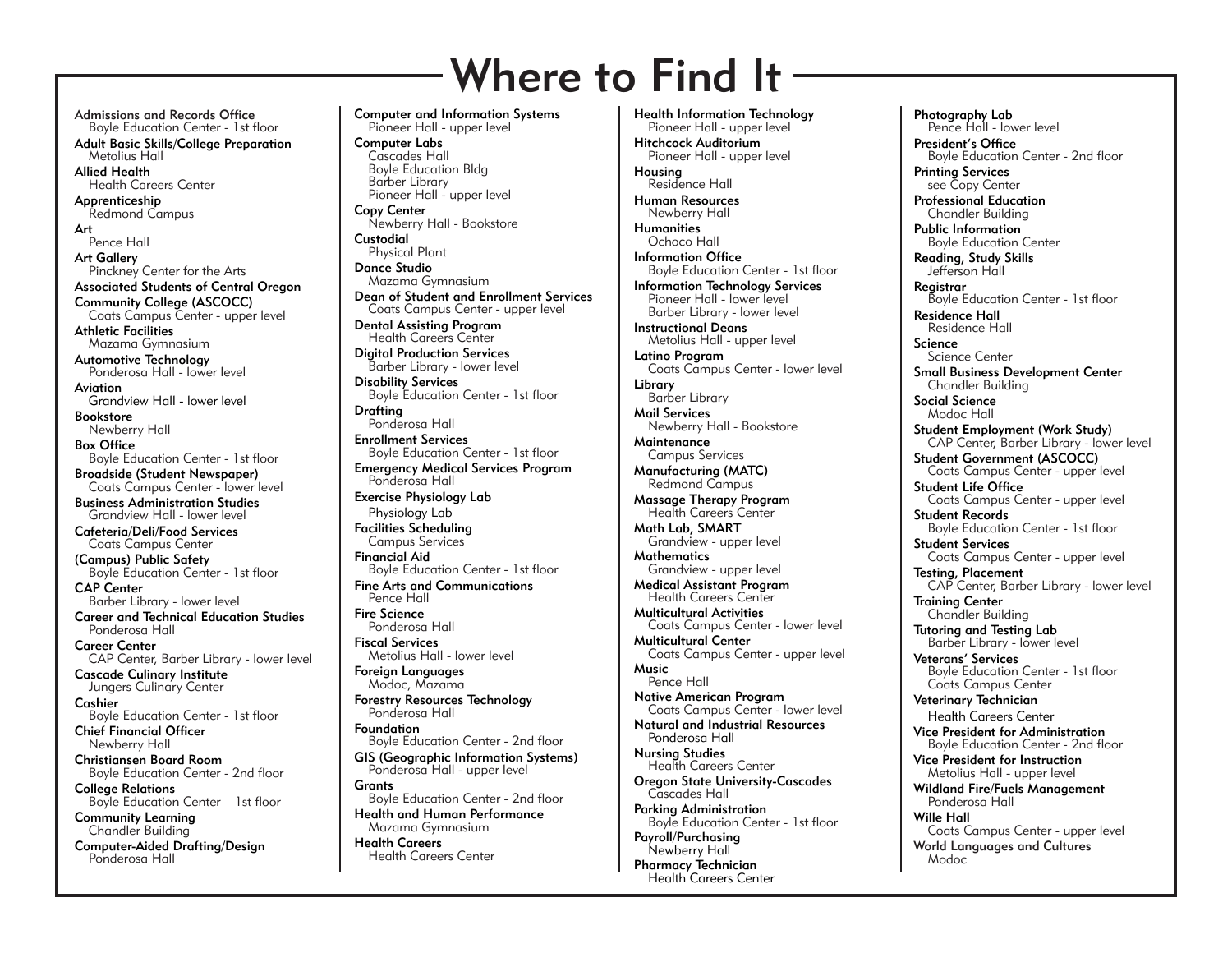# Where to Find It

**Admissions and Records Office**
Boyle Education Center - 1st floor

**Adult Basic Skills/College Preparation**
Metolius Hall

**Allied Health**
Health Careers Center

**Apprenticeship**
Redmond Campus

**Art**
Pence Hall

**Art Gallery**
Pinckney Center for the Arts

**Associated Students of Central Oregon Community College (ASCOCC)**
Coats Campus Center - upper level

**Athletic Facilities**
Mazama Gymnasium

**Automotive Technology**
Ponderosa Hall - lower level

**Aviation**
Grandview Hall - lower level

**Bookstore**
Newberry Hall

**Box Office**
Boyle Education Center - 1st floor

**Broadside (Student Newspaper)**
Coats Campus Center - lower level

**Business Administration Studies**
Grandview Hall - lower level

**Cafeteria/Deli/Food Services**
Coats Campus Center

**(Campus) Public Safety**
Boyle Education Center - 1st floor

**CAP Center**
Barber Library - lower level

**Career and Technical Education Studies**
Ponderosa Hall

**Career Center**
CAP Center, Barber Library - lower level

**Cascade Culinary Institute**
Jungers Culinary Center

**Cashier**
Boyle Education Center - 1st floor

**Chief Financial Officer**
Newberry Hall

**Christiansen Board Room**
Boyle Education Center - 2nd floor

**College Relations**
Boyle Education Center – 1st floor

**Community Learning**
Chandler Building

**Computer-Aided Drafting/Design**
Ponderosa Hall

**Computer and Information Systems**
Pioneer Hall - upper level

**Computer Labs**
Cascades Hall
Boyle Education Bldg
Barber Library
Pioneer Hall - upper level

**Copy Center**
Newberry Hall - Bookstore

**Custodial**
Physical Plant

**Dance Studio**
Mazama Gymnasium

**Dean of Student and Enrollment Services**
Coats Campus Center - upper level

**Dental Assisting Program**
Health Careers Center

**Digital Production Services**
Barber Library - lower level

**Disability Services**
Boyle Education Center - 1st floor

**Drafting**
Ponderosa Hall

**Enrollment Services**
Boyle Education Center - 1st floor

**Emergency Medical Services Program**
Ponderosa Hall

**Exercise Physiology Lab**
Physiology Lab

**Facilities Scheduling**
Campus Services

**Financial Aid**
Boyle Education Center - 1st floor

**Fine Arts and Communications**
Pence Hall

**Fire Science**
Ponderosa Hall

**Fiscal Services**
Metolius Hall - lower level

**Foreign Languages**
Modoc, Mazama

**Forestry Resources Technology**
Ponderosa Hall

**Foundation**
Boyle Education Center - 2nd floor

**GIS (Geographic Information Systems)**
Ponderosa Hall - upper level

**Grants**
Boyle Education Center - 2nd floor

**Health and Human Performance**
Mazama Gymnasium

**Health Careers**
Health Careers Center

**Health Information Technology**
Pioneer Hall - upper level

**Hitchcock Auditorium**
Pioneer Hall - upper level

**Housing**
Residence Hall

**Human Resources**
Newberry Hall

**Humanities**
Ochoco Hall

**Information Office**
Boyle Education Center - 1st floor

**Information Technology Services**
Pioneer Hall - lower level
Barber Library - lower level

**Instructional Deans**
Metolius Hall - upper level

**Latino Program**
Coats Campus Center - lower level

**Library**
Barber Library

**Mail Services**
Newberry Hall - Bookstore

**Maintenance**
Campus Services

**Manufacturing (MATC)**
Redmond Campus

**Massage Therapy Program**
Health Careers Center

**Math Lab, SMART**
Grandview - upper level

**Mathematics**
Grandview - upper level

**Medical Assistant Program**
Health Careers Center

**Multicultural Activities**
Coats Campus Center - lower level

**Multicultural Center**
Coats Campus Center - upper level

**Music**
Pence Hall

**Native American Program**
Coats Campus Center - lower level

**Natural and Industrial Resources**
Ponderosa Hall

**Nursing Studies**
Health Careers Center

**Oregon State University-Cascades**
Cascades Hall

**Parking Administration**
Boyle Education Center - 1st floor

**Payroll/Purchasing**
Newberry Hall

**Pharmacy Technician**
Health Careers Center

**Photography Lab**
Pence Hall - lower level

**President's Office**
Boyle Education Center - 2nd floor

**Printing Services**
see Copy Center

**Professional Education**
Chandler Building

**Public Information**
Boyle Education Center

**Reading, Study Skills**
Jefferson Hall

**Registrar**
Boyle Education Center - 1st floor

**Residence Hall**
Residence Hall

**Science**
Science Center

**Small Business Development Center**
Chandler Building

**Social Science**
Modoc Hall

**Student Employment (Work Study)**
CAP Center, Barber Library - lower level

**Student Government (ASCOCC)**
Coats Campus Center - upper level

**Student Life Office**
Coats Campus Center - upper level

**Student Records**
Boyle Education Center - 1st floor

**Student Services**
Coats Campus Center - upper level

**Testing, Placement**
CAP Center, Barber Library - lower level

**Training Center**
Chandler Building

**Tutoring and Testing Lab**
Barber Library - lower level

**Veterans' Services**
Boyle Education Center - 1st floor
Coats Campus Center

**Veterinary Technician**
Health Careers Center

**Vice President for Administration**
Boyle Education Center - 2nd floor

**Vice President for Instruction**
Metolius Hall - upper level

**Wildland Fire/Fuels Management**
Ponderosa Hall

**Wille Hall**
Coats Campus Center - upper level

**World Languages and Cultures**
Modoc